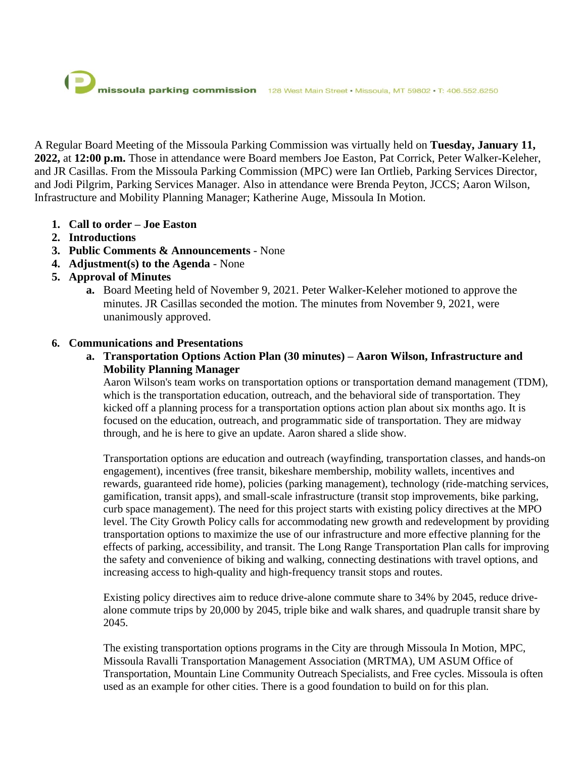missoula parking commission 128 West Main Street • Missoula, MT 59802 • T: 406.552.6250

A Regular Board Meeting of the Missoula Parking Commission was virtually held on **Tuesday, January 11, 2022,** at **12:00 p.m.** Those in attendance were Board members Joe Easton, Pat Corrick, Peter Walker-Keleher, and JR Casillas. From the Missoula Parking Commission (MPC) were Ian Ortlieb, Parking Services Director, and Jodi Pilgrim, Parking Services Manager. Also in attendance were Brenda Peyton, JCCS; Aaron Wilson, Infrastructure and Mobility Planning Manager; Katherine Auge, Missoula In Motion.

1. **Call to order – Joe Easton**
2. **Introductions**
3. **Public Comments & Announcements** - None
4. **Adjustment(s) to the Agenda** - None
5. **Approval of Minutes**
    a. Board Meeting held of November 9, 2021. Peter Walker-Keleher motioned to approve the minutes. JR Casillas seconded the motion. The minutes from November 9, 2021, were unanimously approved.

6. **Communications and Presentations**
    a. **Transportation Options Action Plan (30 minutes) – Aaron Wilson, Infrastructure and Mobility Planning Manager**
    
    Aaron Wilson's team works on transportation options or transportation demand management (TDM), which is the transportation education, outreach, and the behavioral side of transportation. They kicked off a planning process for a transportation options action plan about six months ago. It is focused on the education, outreach, and programmatic side of transportation. They are midway through, and he is here to give an update. Aaron shared a slide show.

    Transportation options are education and outreach (wayfinding, transportation classes, and hands-on engagement), incentives (free transit, bikeshare membership, mobility wallets, incentives and rewards, guaranteed ride home), policies (parking management), technology (ride-matching services, gamification, transit apps), and small-scale infrastructure (transit stop improvements, bike parking, curb space management). The need for this project starts with existing policy directives at the MPO level. The City Growth Policy calls for accommodating new growth and redevelopment by providing transportation options to maximize the use of our infrastructure and more effective planning for the effects of parking, accessibility, and transit. The Long Range Transportation Plan calls for improving the safety and convenience of biking and walking, connecting destinations with travel options, and increasing access to high-quality and high-frequency transit stops and routes.

    Existing policy directives aim to reduce drive-alone commute share to 34% by 2045, reduce drive-alone commute trips by 20,000 by 2045, triple bike and walk shares, and quadruple transit share by 2045.

    The existing transportation options programs in the City are through Missoula In Motion, MPC, Missoula Ravalli Transportation Management Association (MRTMA), UM ASUM Office of Transportation, Mountain Line Community Outreach Specialists, and Free cycles. Missoula is often used as an example for other cities. There is a good foundation to build on for this plan.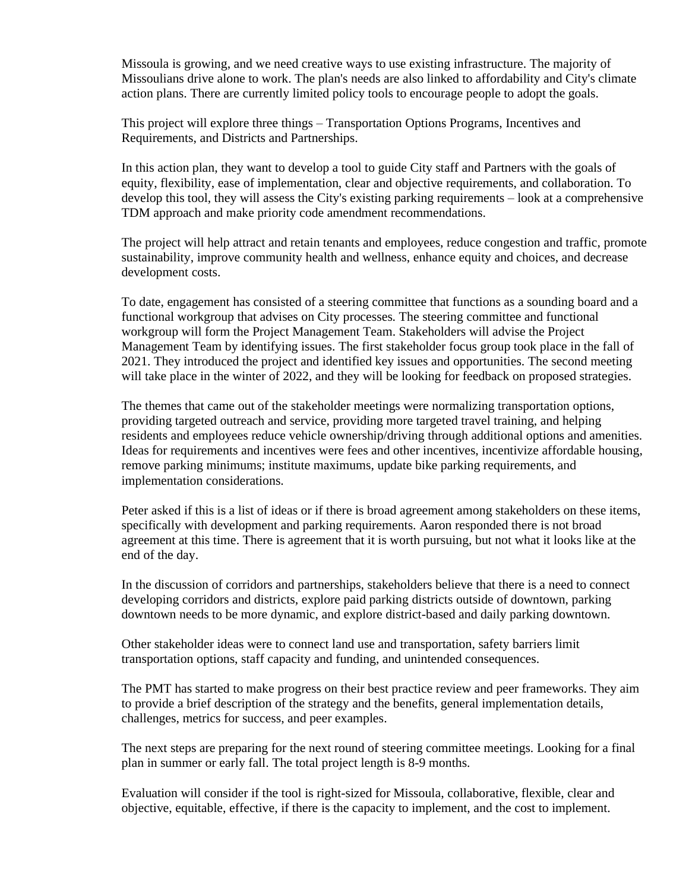Missoula is growing, and we need creative ways to use existing infrastructure. The majority of Missoulians drive alone to work. The plan's needs are also linked to affordability and City's climate action plans. There are currently limited policy tools to encourage people to adopt the goals.

This project will explore three things – Transportation Options Programs, Incentives and Requirements, and Districts and Partnerships.

In this action plan, they want to develop a tool to guide City staff and Partners with the goals of equity, flexibility, ease of implementation, clear and objective requirements, and collaboration. To develop this tool, they will assess the City's existing parking requirements – look at a comprehensive TDM approach and make priority code amendment recommendations.

The project will help attract and retain tenants and employees, reduce congestion and traffic, promote sustainability, improve community health and wellness, enhance equity and choices, and decrease development costs.

To date, engagement has consisted of a steering committee that functions as a sounding board and a functional workgroup that advises on City processes. The steering committee and functional workgroup will form the Project Management Team. Stakeholders will advise the Project Management Team by identifying issues. The first stakeholder focus group took place in the fall of 2021. They introduced the project and identified key issues and opportunities. The second meeting will take place in the winter of 2022, and they will be looking for feedback on proposed strategies.

The themes that came out of the stakeholder meetings were normalizing transportation options, providing targeted outreach and service, providing more targeted travel training, and helping residents and employees reduce vehicle ownership/driving through additional options and amenities. Ideas for requirements and incentives were fees and other incentives, incentivize affordable housing, remove parking minimums; institute maximums, update bike parking requirements, and implementation considerations.

Peter asked if this is a list of ideas or if there is broad agreement among stakeholders on these items, specifically with development and parking requirements. Aaron responded there is not broad agreement at this time. There is agreement that it is worth pursuing, but not what it looks like at the end of the day.

In the discussion of corridors and partnerships, stakeholders believe that there is a need to connect developing corridors and districts, explore paid parking districts outside of downtown, parking downtown needs to be more dynamic, and explore district-based and daily parking downtown.

Other stakeholder ideas were to connect land use and transportation, safety barriers limit transportation options, staff capacity and funding, and unintended consequences.

The PMT has started to make progress on their best practice review and peer frameworks. They aim to provide a brief description of the strategy and the benefits, general implementation details, challenges, metrics for success, and peer examples.

The next steps are preparing for the next round of steering committee meetings. Looking for a final plan in summer or early fall. The total project length is 8-9 months.

Evaluation will consider if the tool is right-sized for Missoula, collaborative, flexible, clear and objective, equitable, effective, if there is the capacity to implement, and the cost to implement.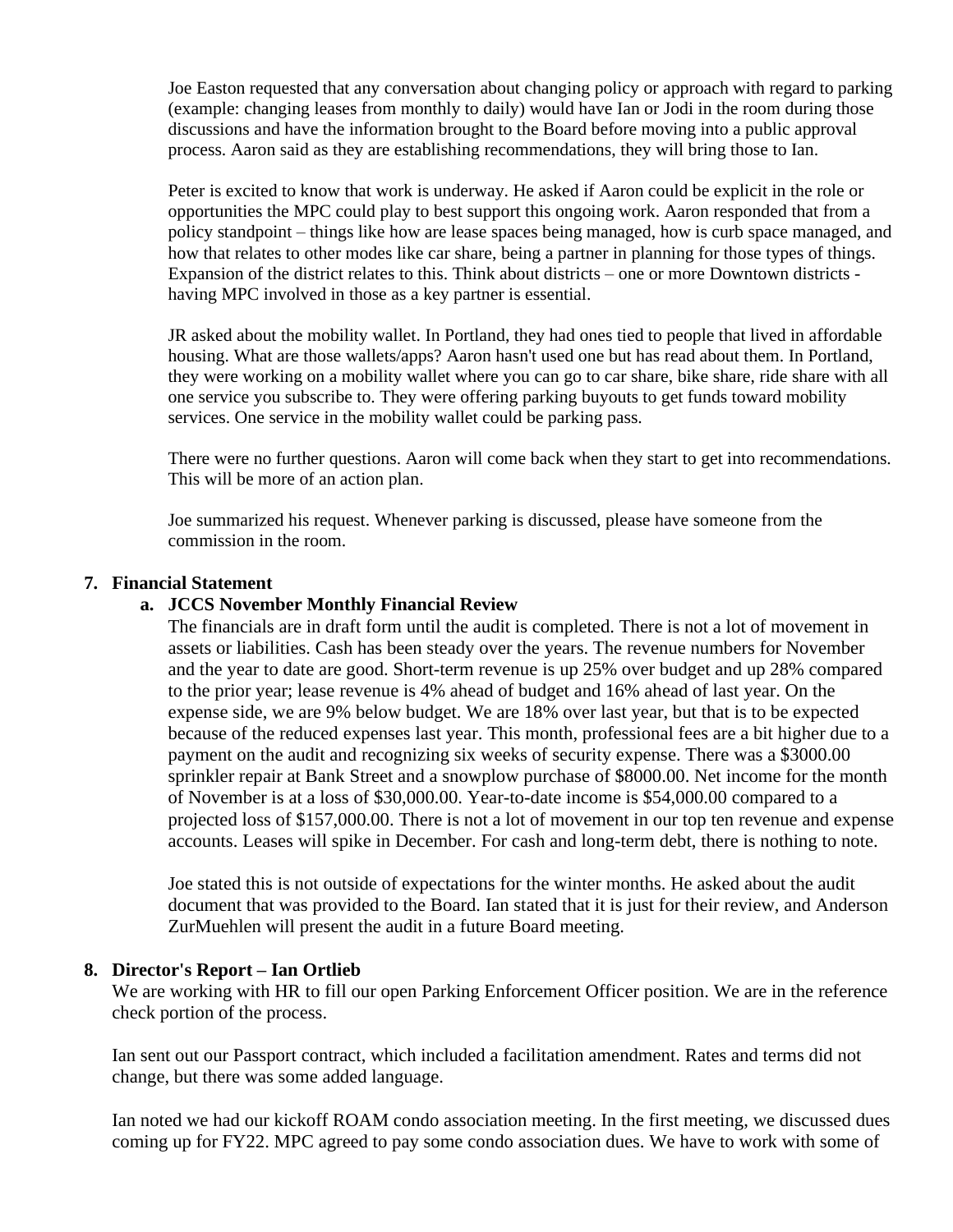Joe Easton requested that any conversation about changing policy or approach with regard to parking (example: changing leases from monthly to daily) would have Ian or Jodi in the room during those discussions and have the information brought to the Board before moving into a public approval process. Aaron said as they are establishing recommendations, they will bring those to Ian.

Peter is excited to know that work is underway. He asked if Aaron could be explicit in the role or opportunities the MPC could play to best support this ongoing work. Aaron responded that from a policy standpoint – things like how are lease spaces being managed, how is curb space managed, and how that relates to other modes like car share, being a partner in planning for those types of things. Expansion of the district relates to this. Think about districts – one or more Downtown districts - having MPC involved in those as a key partner is essential.

JR asked about the mobility wallet. In Portland, they had ones tied to people that lived in affordable housing. What are those wallets/apps? Aaron hasn't used one but has read about them. In Portland, they were working on a mobility wallet where you can go to car share, bike share, ride share with all one service you subscribe to. They were offering parking buyouts to get funds toward mobility services. One service in the mobility wallet could be parking pass.

There were no further questions. Aaron will come back when they start to get into recommendations. This will be more of an action plan.

Joe summarized his request. Whenever parking is discussed, please have someone from the commission in the room.

**7. Financial Statement**

**a. JCCS November Monthly Financial Review**

The financials are in draft form until the audit is completed. There is not a lot of movement in assets or liabilities. Cash has been steady over the years. The revenue numbers for November and the year to date are good. Short-term revenue is up 25% over budget and up 28% compared to the prior year; lease revenue is 4% ahead of budget and 16% ahead of last year. On the expense side, we are 9% below budget. We are 18% over last year, but that is to be expected because of the reduced expenses last year. This month, professional fees are a bit higher due to a payment on the audit and recognizing six weeks of security expense. There was a $3000.00 sprinkler repair at Bank Street and a snowplow purchase of $8000.00. Net income for the month of November is at a loss of $30,000.00. Year-to-date income is $54,000.00 compared to a projected loss of $157,000.00. There is not a lot of movement in our top ten revenue and expense accounts. Leases will spike in December. For cash and long-term debt, there is nothing to note.

Joe stated this is not outside of expectations for the winter months. He asked about the audit document that was provided to the Board. Ian stated that it is just for their review, and Anderson ZurMuehlen will present the audit in a future Board meeting.

**8. Director's Report – Ian Ortlieb**

We are working with HR to fill our open Parking Enforcement Officer position. We are in the reference check portion of the process.

Ian sent out our Passport contract, which included a facilitation amendment. Rates and terms did not change, but there was some added language.

Ian noted we had our kickoff ROAM condo association meeting. In the first meeting, we discussed dues coming up for FY22. MPC agreed to pay some condo association dues. We have to work with some of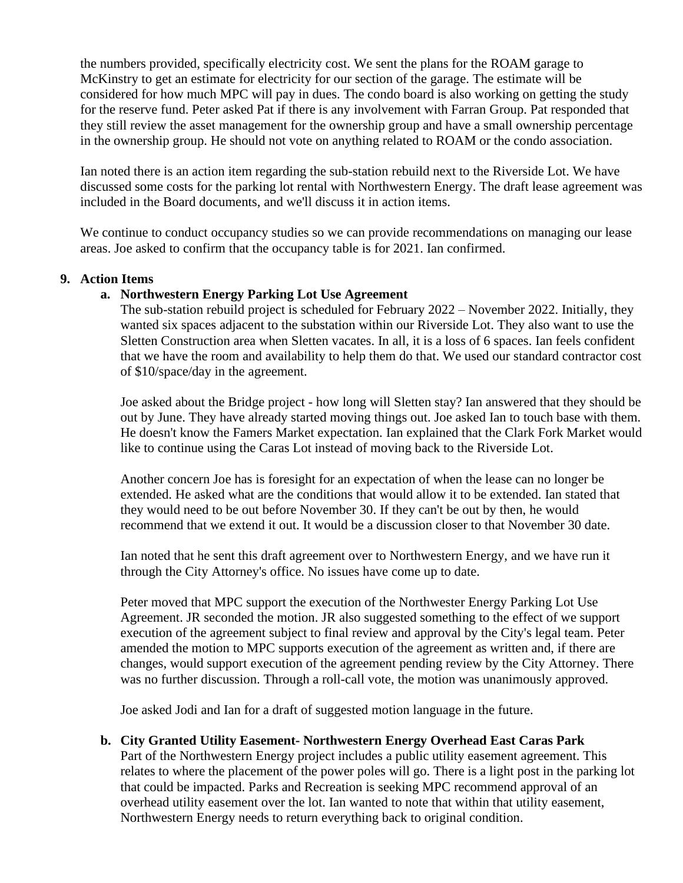the numbers provided, specifically electricity cost. We sent the plans for the ROAM garage to McKinstry to get an estimate for electricity for our section of the garage. The estimate will be considered for how much MPC will pay in dues. The condo board is also working on getting the study for the reserve fund. Peter asked Pat if there is any involvement with Farran Group. Pat responded that they still review the asset management for the ownership group and have a small ownership percentage in the ownership group. He should not vote on anything related to ROAM or the condo association.

Ian noted there is an action item regarding the sub-station rebuild next to the Riverside Lot. We have discussed some costs for the parking lot rental with Northwestern Energy. The draft lease agreement was included in the Board documents, and we'll discuss it in action items.

We continue to conduct occupancy studies so we can provide recommendations on managing our lease areas. Joe asked to confirm that the occupancy table is for 2021. Ian confirmed.

**9. Action Items**

**a. Northwestern Energy Parking Lot Use Agreement**

The sub-station rebuild project is scheduled for February 2022 – November 2022. Initially, they wanted six spaces adjacent to the substation within our Riverside Lot. They also want to use the Sletten Construction area when Sletten vacates. In all, it is a loss of 6 spaces. Ian feels confident that we have the room and availability to help them do that. We used our standard contractor cost of $10/space/day in the agreement.

Joe asked about the Bridge project - how long will Sletten stay? Ian answered that they should be out by June. They have already started moving things out. Joe asked Ian to touch base with them. He doesn't know the Famers Market expectation. Ian explained that the Clark Fork Market would like to continue using the Caras Lot instead of moving back to the Riverside Lot.

Another concern Joe has is foresight for an expectation of when the lease can no longer be extended. He asked what are the conditions that would allow it to be extended. Ian stated that they would need to be out before November 30. If they can't be out by then, he would recommend that we extend it out. It would be a discussion closer to that November 30 date.

Ian noted that he sent this draft agreement over to Northwestern Energy, and we have run it through the City Attorney's office. No issues have come up to date.

Peter moved that MPC support the execution of the Northwester Energy Parking Lot Use Agreement. JR seconded the motion. JR also suggested something to the effect of we support execution of the agreement subject to final review and approval by the City's legal team. Peter amended the motion to MPC supports execution of the agreement as written and, if there are changes, would support execution of the agreement pending review by the City Attorney. There was no further discussion. Through a roll-call vote, the motion was unanimously approved.

Joe asked Jodi and Ian for a draft of suggested motion language in the future.

**b. City Granted Utility Easement- Northwestern Energy Overhead East Caras Park**

Part of the Northwestern Energy project includes a public utility easement agreement. This relates to where the placement of the power poles will go. There is a light post in the parking lot that could be impacted. Parks and Recreation is seeking MPC recommend approval of an overhead utility easement over the lot. Ian wanted to note that within that utility easement, Northwestern Energy needs to return everything back to original condition.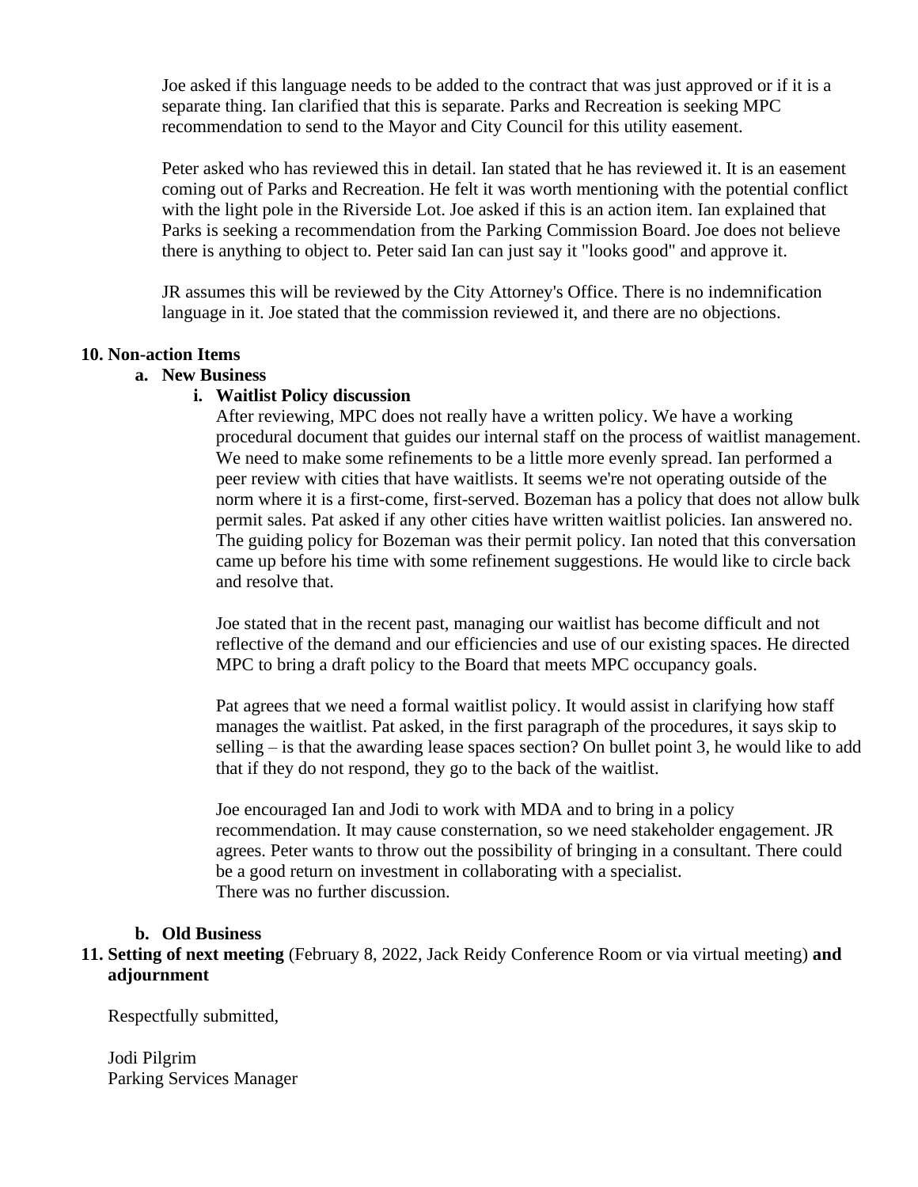Joe asked if this language needs to be added to the contract that was just approved or if it is a separate thing. Ian clarified that this is separate. Parks and Recreation is seeking MPC recommendation to send to the Mayor and City Council for this utility easement.

Peter asked who has reviewed this in detail. Ian stated that he has reviewed it. It is an easement coming out of Parks and Recreation. He felt it was worth mentioning with the potential conflict with the light pole in the Riverside Lot. Joe asked if this is an action item. Ian explained that Parks is seeking a recommendation from the Parking Commission Board. Joe does not believe there is anything to object to. Peter said Ian can just say it "looks good" and approve it.

JR assumes this will be reviewed by the City Attorney's Office. There is no indemnification language in it. Joe stated that the commission reviewed it, and there are no objections.

**10. Non-action Items**

**a. New Business**

**i. Waitlist Policy discussion**

After reviewing, MPC does not really have a written policy. We have a working procedural document that guides our internal staff on the process of waitlist management. We need to make some refinements to be a little more evenly spread. Ian performed a peer review with cities that have waitlists. It seems we're not operating outside of the norm where it is a first-come, first-served. Bozeman has a policy that does not allow bulk permit sales. Pat asked if any other cities have written waitlist policies. Ian answered no. The guiding policy for Bozeman was their permit policy. Ian noted that this conversation came up before his time with some refinement suggestions. He would like to circle back and resolve that.

Joe stated that in the recent past, managing our waitlist has become difficult and not reflective of the demand and our efficiencies and use of our existing spaces. He directed MPC to bring a draft policy to the Board that meets MPC occupancy goals.

Pat agrees that we need a formal waitlist policy. It would assist in clarifying how staff manages the waitlist. Pat asked, in the first paragraph of the procedures, it says skip to selling – is that the awarding lease spaces section? On bullet point 3, he would like to add that if they do not respond, they go to the back of the waitlist.

Joe encouraged Ian and Jodi to work with MDA and to bring in a policy recommendation. It may cause consternation, so we need stakeholder engagement. JR agrees. Peter wants to throw out the possibility of bringing in a consultant. There could be a good return on investment in collaborating with a specialist.
There was no further discussion.

**b. Old Business**

**11. Setting of next meeting** (February 8, 2022, Jack Reidy Conference Room or via virtual meeting) **and adjournment**

Respectfully submitted,

Jodi Pilgrim
Parking Services Manager